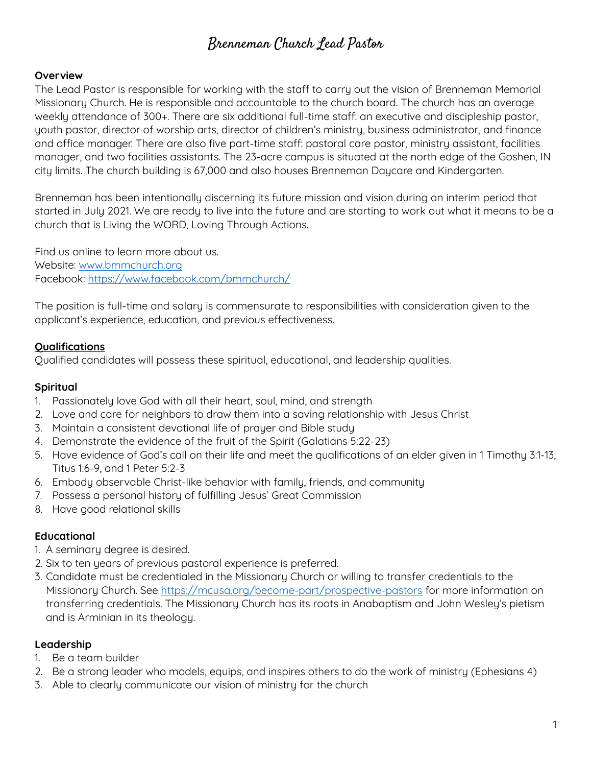# Brenneman Church Lead Pastor

**Overview**

The Lead Pastor is responsible for working with the staff to carry out the vision of Brenneman Memorial Missionary Church. He is responsible and accountable to the church board. The church has an average weekly attendance of 300+. There are six additional full-time staff: an executive and discipleship pastor, youth pastor, director of worship arts, director of children's ministry, business administrator, and finance and office manager. There are also five part-time staff: pastoral care pastor, ministry assistant, facilities manager, and two facilities assistants. The 23-acre campus is situated at the north edge of the Goshen, IN city limits. The church building is 67,000 and also houses Brenneman Daycare and Kindergarten.

Brenneman has been intentionally discerning its future mission and vision during an interim period that started in July 2021. We are ready to live into the future and are starting to work out what it means to be a church that is Living the WORD, Loving Through Actions.

Find us online to learn more about us.
Website: [www.bmmchurch.org](http://www.bmmchurch.org)
Facebook: [https://www.facebook.com/bmmchurch/](https://www.facebook.com/bmmchurch/)

The position is full-time and salary is commensurate to responsibilities with consideration given to the applicant's experience, education, and previous effectiveness.

**Qualifications**

Qualified candidates will possess these spiritual, educational, and leadership qualities.

**Spiritual**

1. Passionately love God with all their heart, soul, mind, and strength
2. Love and care for neighbors to draw them into a saving relationship with Jesus Christ
3. Maintain a consistent devotional life of prayer and Bible study
4. Demonstrate the evidence of the fruit of the Spirit (Galatians 5:22-23)
5. Have evidence of God's call on their life and meet the qualifications of an elder given in 1 Timothy 3:1-13, Titus 1:6-9, and 1 Peter 5:2-3
6. Embody observable Christ-like behavior with family, friends, and community
7. Possess a personal history of fulfilling Jesus' Great Commission
8. Have good relational skills

**Educational**

1. A seminary degree is desired.
2. Six to ten years of previous pastoral experience is preferred.
3. Candidate must be credentialed in the Missionary Church or willing to transfer credentials to the Missionary Church. See [https://mcusa.org/become-part/prospective-pastors](https://mcusa.org/become-part/prospective-pastors) for more information on transferring credentials. The Missionary Church has its roots in Anabaptism and John Wesley's pietism and is Arminian in its theology.

**Leadership**

1. Be a team builder
2. Be a strong leader who models, equips, and inspires others to do the work of ministry (Ephesians 4)
3. Able to clearly communicate our vision of ministry for the church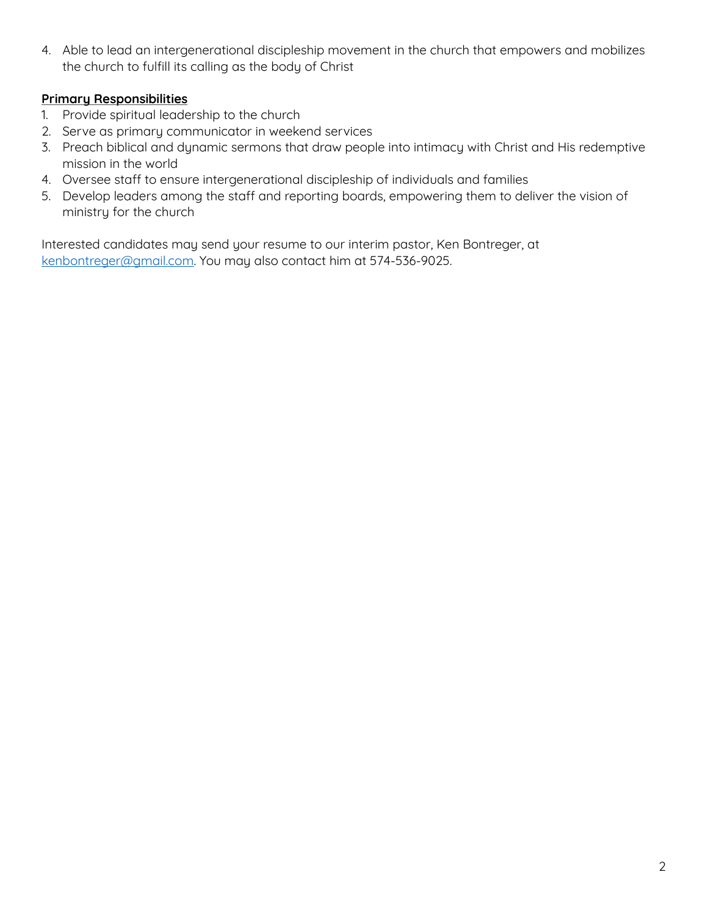4. Able to lead an intergenerational discipleship movement in the church that empowers and mobilizes the church to fulfill its calling as the body of Christ

**Primary Responsibilities**

1. Provide spiritual leadership to the church
2. Serve as primary communicator in weekend services
3. Preach biblical and dynamic sermons that draw people into intimacy with Christ and His redemptive mission in the world
4. Oversee staff to ensure intergenerational discipleship of individuals and families
5. Develop leaders among the staff and reporting boards, empowering them to deliver the vision of ministry for the church

Interested candidates may send your resume to our interim pastor, Ken Bontreger, at kenbontreger@gmail.com. You may also contact him at 574-536-9025.